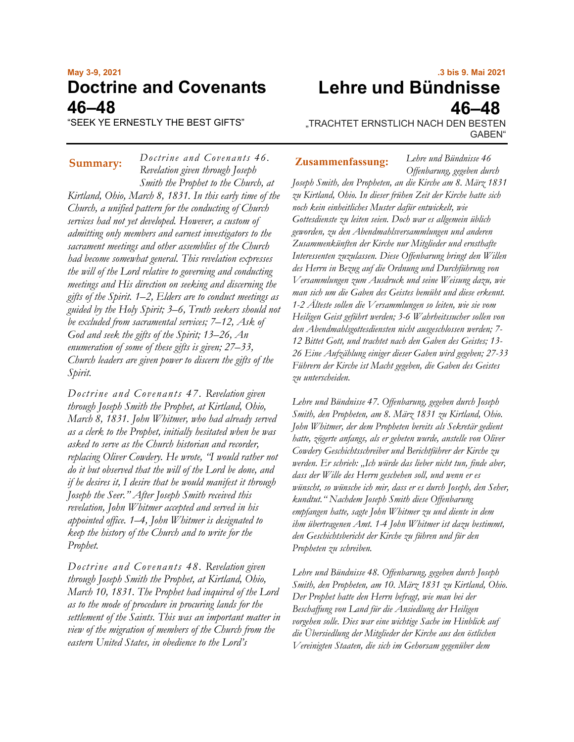**May 3-9, 2021**

# Doctrine and Covenants 46–48

"SEEK YE ERNESTLY THE BEST GIFTS"

**Summary:** *Doctrine and Covenants 46. Revelation given through Joseph Smith the Prophet to the Church, at Kirtland, Ohio, March 8, 1831. In this early time of the Church, a unified pattern for the conducting of Church services had not yet developed. However, a custom of admitting only members and earnest investigators to the sacrament meetings and other assemblies of the Church had become somewhat general. This revelation expresses the will of the Lord relative to governing and conducting meetings and His direction on seeking and discerning the gifts of the Spirit. 1–2, Elders are to conduct meetings as guided by the Holy Spirit; 3–6, Truth seekers should not be excluded from sacramental services; 7–12, Ask of God and seek the gifts of the Spirit; 13–26, An enumeration of some of these gifts is given; 27–33, Church leaders are given power to discern the gifts of the Spirit.*

*Doctrine and Covenants 47. Revelation given through Joseph Smith the Prophet, at Kirtland, Ohio, March 8, 1831. John Whitmer, who had already served as a clerk to the Prophet, initially hesitated when he was asked to serve as the Church historian and recorder, replacing Oliver Cowdery. He wrote, "I would rather not do it but observed that the will of the Lord be done, and if he desires it, I desire that he would manifest it through Joseph the Seer." After Joseph Smith received this revelation, John Whitmer accepted and served in his appointed office. 1–4, John Whitmer is designated to keep the history of the Church and to write for the Prophet.*

*Doctrine and Covenants 48. Revelation given through Joseph Smith the Prophet, at Kirtland, Ohio, March 10, 1831. The Prophet had inquired of the Lord as to the mode of procedure in procuring lands for the settlement of the Saints. This was an important matter in view of the migration of members of the Church from the eastern United States, in obedience to the Lord's*

**.3 bis 9. Mai 2021**

# Lehre und Bündnisse 46–48

„TRACHTET ERNSTLICH NACH DEN BESTEN GABEN"

**Zusammenfassung:** *Lehre und Bündnisse 46 Offenbarung, gegeben durch Joseph Smith, den Propheten, an die Kirche am 8. März 1831 zu Kirtland, Ohio. In dieser frühen Zeit der Kirche hatte sich noch kein einheitliches Muster dafür entwickelt, wie Gottesdienste zu leiten seien. Doch war es allgemein üblich geworden, zu den Abendmahlsversammlungen und anderen Zusammenkünften der Kirche nur Mitglieder und ernsthafte Interessenten zuzulassen. Diese Offenbarung bringt den Willen des Herrn in Bezug auf die Ordnung und Durchführung von Versammlungen zum Ausdruck und seine Weisung dazu, wie man sich um die Gaben des Geistes bemüht und diese erkennt. 1-2 Älteste sollen die Versammlungen so leiten, wie sie vom Heiligen Geist geführt werden; 3-6 Wahrheitssucher sollen von den Abendmahlsgottesdiensten nicht ausgeschlossen werden; 7-12 Bittet Gott, und trachtet nach den Gaben des Geistes; 13-26 Eine Aufzählung einiger dieser Gaben wird gegeben; 27-33 Führern der Kirche ist Macht gegeben, die Gaben des Geistes zu unterscheiden.*

*Lehre und Bündnisse 47. Offenbarung, gegeben durch Joseph Smith, den Propheten, am 8. März 1831 zu Kirtland, Ohio. John Whitmer, der dem Propheten bereits als Sekretär gedient hatte, zögerte anfangs, als er gebeten wurde, anstelle von Oliver Cowdery Geschichtsschreiber und Berichtführer der Kirche zu werden. Er schrieb: „Ich würde das lieber nicht tun, finde aber, dass der Wille des Herrn geschehen soll, und wenn er es wünscht, so wünsche ich mir, dass er es durch Joseph, den Seher, kundtut." Nachdem Joseph Smith diese Offenbarung empfangen hatte, sagte John Whitmer zu und diente in dem ihm übertragenen Amt. 1-4 John Whitmer ist dazu bestimmt, den Geschichtsbericht der Kirche zu führen und für den Propheten zu schreiben.*

*Lehre und Bündnisse 48. Offenbarung, gegeben durch Joseph Smith, den Propheten, am 10. März 1831 zu Kirtland, Ohio. Der Prophet hatte den Herrn befragt, wie man bei der Beschaffung von Land für die Ansiedlung der Heiligen vorgehen solle. Dies war eine wichtige Sache im Hinblick auf die Übersiedlung der Mitglieder der Kirche aus den östlichen Vereinigten Staaten, die sich im Gehorsam gegenüber dem*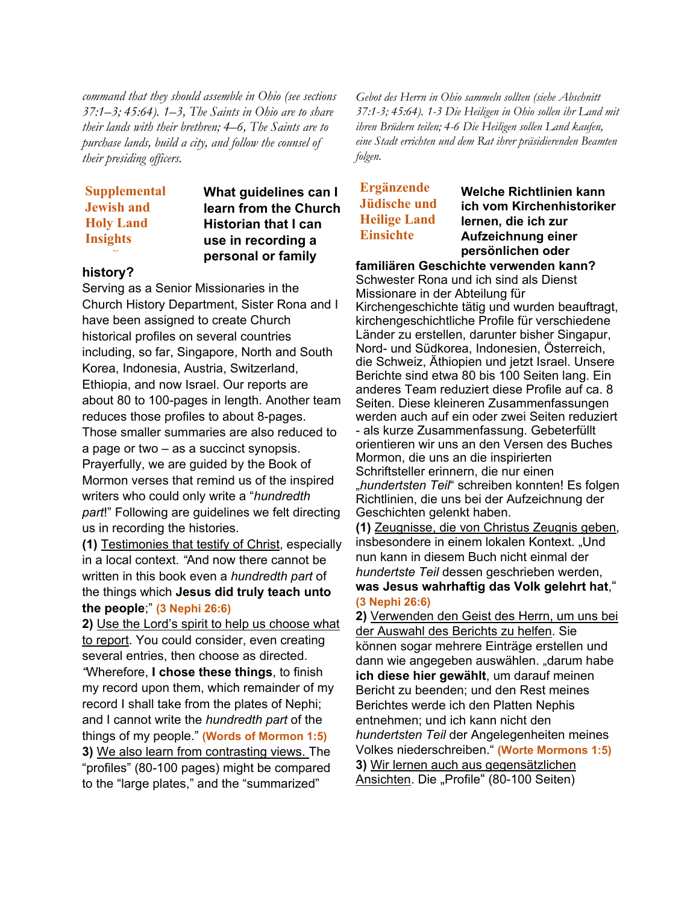*command that they should assemble in Ohio (see sections 37:1–3; 45:64). 1–3, The Saints in Ohio are to share their lands with their brethren; 4–6, The Saints are to purchase lands, build a city, and follow the counsel of their presiding officers.*

### Supplemental Jewish and Holy Land Insights

**What guidelines can I learn from the Church Historian that I can use in recording a personal or family history?**

Serving as a Senior Missionaries in the Church History Department, Sister Rona and I have been assigned to create Church historical profiles on several countries including, so far, Singapore, North and South Korea, Indonesia, Austria, Switzerland, Ethiopia, and now Israel. Our reports are about 80 to 100-pages in length. Another team reduces those profiles to about 8-pages. Those smaller summaries are also reduced to a page or two – as a succinct synopsis. Prayerfully, we are guided by the Book of Mormon verses that remind us of the inspired writers who could only write a "*hundredth part*!" Following are guidelines we felt directing us in recording the histories.

**(1)** Testimonies that testify of Christ, especially in a local context. *"*And now there cannot be written in this book even a *hundredth part* of the things which **Jesus did truly teach unto the people**;" **(3 Nephi 26:6)**

**2)** Use the Lord's spirit to help us choose what to report. You could consider, even creating several entries, then choose as directed. *"*Wherefore, **I chose these things**, to finish my record upon them, which remainder of my record I shall take from the plates of Nephi; and I cannot write the *hundredth part* of the things of my people." **(Words of Mormon 1:5)**

**3)** We also learn from contrasting views. The "profiles" (80-100 pages) might be compared to the "large plates," and the "summarized"

*Gebot des Herrn in Ohio sammeln sollten (siehe Abschnitt 37:1-3; 45:64). 1-3 Die Heiligen in Ohio sollen ihr Land mit ihren Brüdern teilen; 4-6 Die Heiligen sollen Land kaufen, eine Stadt errichten und dem Rat ihrer präsidierenden Beamten folgen.*

### Ergänzende Jüdische und Heilige Land Einsichte

**Welche Richtlinien kann ich vom Kirchenhistoriker lernen, die ich zur Aufzeichnung einer persönlichen oder familiären Geschichte verwenden kann?**

Schwester Rona und ich sind als Dienst Missionare in der Abteilung für Kirchengeschichte tätig und wurden beauftragt, kirchengeschichtliche Profile für verschiedene Länder zu erstellen, darunter bisher Singapur, Nord- und Südkorea, Indonesien, Österreich, die Schweiz, Äthiopien und jetzt Israel. Unsere Berichte sind etwa 80 bis 100 Seiten lang. Ein anderes Team reduziert diese Profile auf ca. 8 Seiten. Diese kleineren Zusammenfassungen werden auch auf ein oder zwei Seiten reduziert - als kurze Zusammenfassung. Gebeterfüllt orientieren wir uns an den Versen des Buches Mormon, die uns an die inspirierten Schriftsteller erinnern, die nur einen „*hundertsten Teil*" schreiben konnten! Es folgen Richtlinien, die uns bei der Aufzeichnung der Geschichten gelenkt haben.

**(1)** Zeugnisse, die von Christus Zeugnis geben, insbesondere in einem lokalen Kontext. „Und nun kann in diesem Buch nicht einmal der *hundertste Teil* dessen geschrieben werden, **was Jesus wahrhaftig das Volk gelehrt hat**," **(3 Nephi 26:6)**

**2)** Verwenden den Geist des Herrn, um uns bei der Auswahl des Berichts zu helfen. Sie können sogar mehrere Einträge erstellen und dann wie angegeben auswählen. „darum habe **ich diese hier gewählt**, um darauf meinen Bericht zu beenden; und den Rest meines Berichtes werde ich den Platten Nephis entnehmen; und ich kann nicht den *hundertsten Teil* der Angelegenheiten meines Volkes niederschreiben." **(Worte Mormons 1:5)**

**3)** Wir lernen auch aus gegensätzlichen Ansichten. Die „Profile" (80-100 Seiten)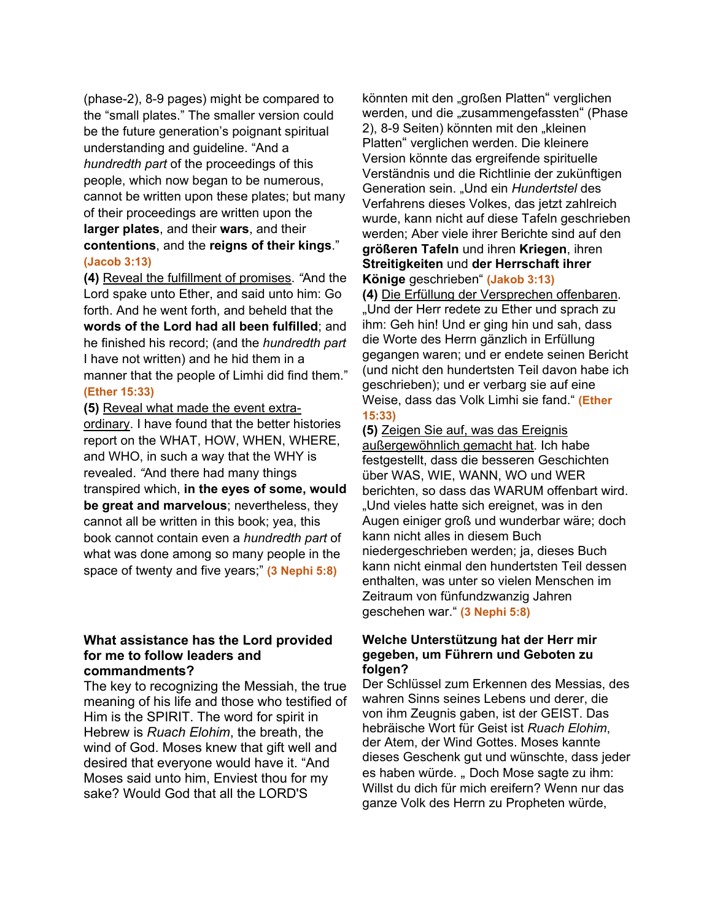(phase-2), 8-9 pages) might be compared to the "small plates." The smaller version could be the future generation's poignant spiritual understanding and guideline. "And a *hundredth part* of the proceedings of this people, which now began to be numerous, cannot be written upon these plates; but many of their proceedings are written upon the **larger plates**, and their **wars**, and their **contentions**, and the **reigns of their kings**." **(Jacob 3:13)**

**(4)** Reveal the fulfillment of promises. *"*And the Lord spake unto Ether, and said unto him: Go forth. And he went forth, and beheld that the **words of the Lord had all been fulfilled**; and he finished his record; (and the *hundredth part* I have not written) and he hid them in a manner that the people of Limhi did find them." **(Ether 15:33)**

**(5)** Reveal what made the event extra-ordinary. I have found that the better histories report on the WHAT, HOW, WHEN, WHERE, and WHO, in such a way that the WHY is revealed. *"*And there had many things transpired which, **in the eyes of some, would be great and marvelous**; nevertheless, they cannot all be written in this book; yea, this book cannot contain even a *hundredth part* of what was done among so many people in the space of twenty and five years;" **(3 Nephi 5:8)**

**What assistance has the Lord provided for me to follow leaders and commandments?**

The key to recognizing the Messiah, the true meaning of his life and those who testified of Him is the SPIRIT. The word for spirit in Hebrew is *Ruach Elohim*, the breath, the wind of God. Moses knew that gift well and desired that everyone would have it. "And Moses said unto him, Enviest thou for my sake? Would God that all the LORD'S

könnten mit den „großen Platten" verglichen werden, und die „zusammengefassten" (Phase 2), 8-9 Seiten) könnten mit den „kleinen Platten" verglichen werden. Die kleinere Version könnte das ergreifende spirituelle Verständnis und die Richtlinie der zukünftigen Generation sein. „Und ein *Hundertstel* des Verfahrens dieses Volkes, das jetzt zahlreich wurde, kann nicht auf diese Tafeln geschrieben werden; Aber viele ihrer Berichte sind auf den **größeren Tafeln** und ihren **Kriegen**, ihren **Streitigkeiten** und **der Herrschaft ihrer Könige** geschrieben" **(Jakob 3:13)**

**(4)** Die Erfüllung der Versprechen offenbaren. „Und der Herr redete zu Ether und sprach zu ihm: Geh hin! Und er ging hin und sah, dass die Worte des Herrn gänzlich in Erfüllung gegangen waren; und er endete seinen Bericht (und nicht den hundertsten Teil davon habe ich geschrieben); und er verbarg sie auf eine Weise, dass das Volk Limhi sie fand." **(Ether 15:33)**

**(5)** Zeigen Sie auf, was das Ereignis außergewöhnlich gemacht hat. Ich habe festgestellt, dass die besseren Geschichten über WAS, WIE, WANN, WO und WER berichten, so dass das WARUM offenbart wird. „Und vieles hatte sich ereignet, was in den Augen einiger groß und wunderbar wäre; doch kann nicht alles in diesem Buch niedergeschrieben werden; ja, dieses Buch kann nicht einmal den hundertsten Teil dessen enthalten, was unter so vielen Menschen im Zeitraum von fünfundzwanzig Jahren geschehen war." **(3 Nephi 5:8)**

**Welche Unterstützung hat der Herr mir gegeben, um Führern und Geboten zu folgen?**

Der Schlüssel zum Erkennen des Messias, des wahren Sinns seines Lebens und derer, die von ihm Zeugnis gaben, ist der GEIST. Das hebräische Wort für Geist ist *Ruach Elohim*, der Atem, der Wind Gottes. Moses kannte dieses Geschenk gut und wünschte, dass jeder es haben würde. „ Doch Mose sagte zu ihm: Willst du dich für mich ereifern? Wenn nur das ganze Volk des Herrn zu Propheten würde,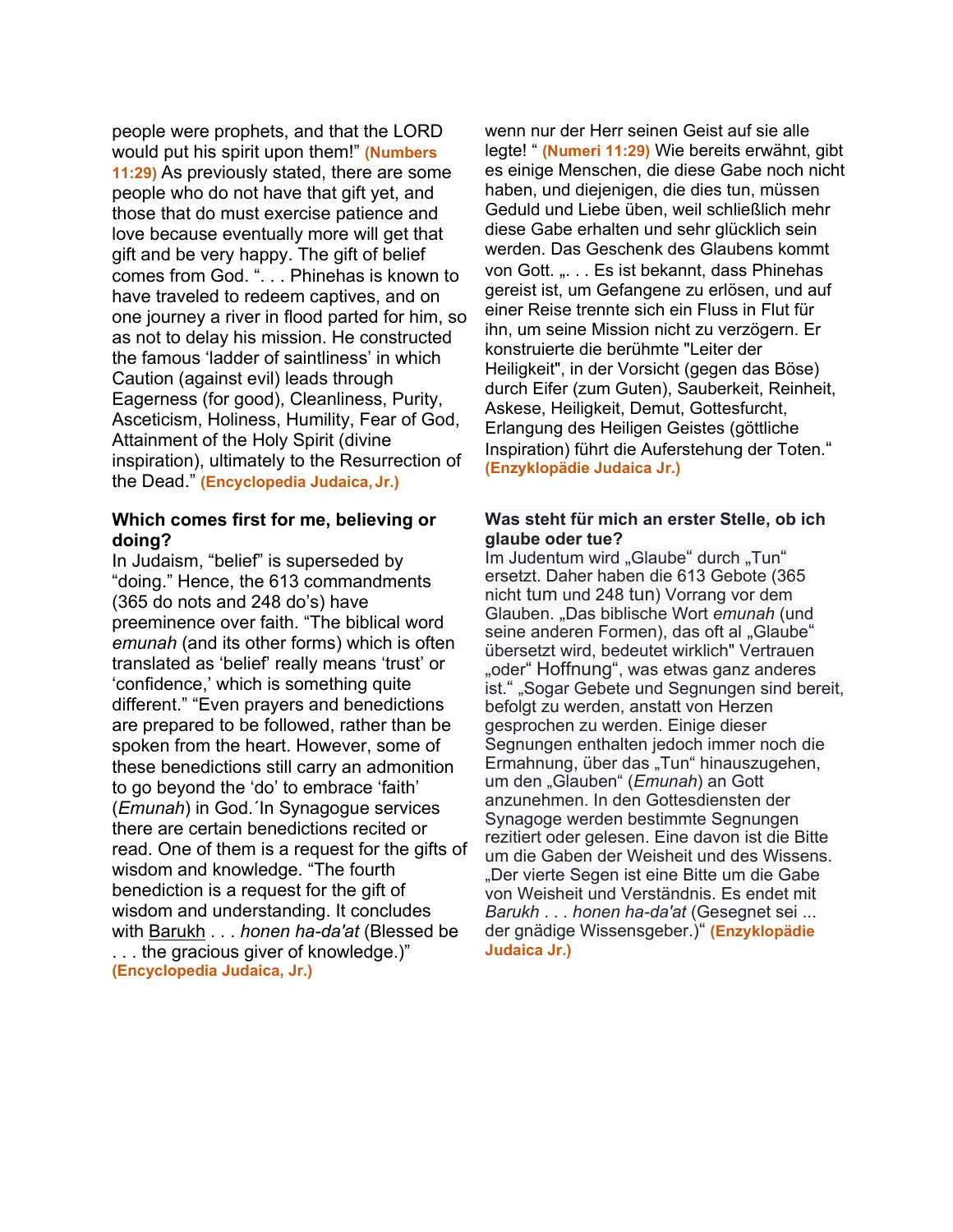people were prophets, and that the LORD would put his spirit upon them!" **(Numbers 11:29)** As previously stated, there are some people who do not have that gift yet, and those that do must exercise patience and love because eventually more will get that gift and be very happy. The gift of belief comes from God. ". . . Phinehas is known to have traveled to redeem captives, and on one journey a river in flood parted for him, so as not to delay his mission. He constructed the famous 'ladder of saintliness' in which Caution (against evil) leads through Eagerness (for good), Cleanliness, Purity, Asceticism, Holiness, Humility, Fear of God, Attainment of the Holy Spirit (divine inspiration), ultimately to the Resurrection of the Dead." **(Encyclopedia Judaica, Jr.)**

**Which comes first for me, believing or doing?**

In Judaism, "belief" is superseded by "doing." Hence, the 613 commandments (365 do nots and 248 do's) have preeminence over faith. "The biblical word *emunah* (and its other forms) which is often translated as 'belief' really means 'trust' or 'confidence,' which is something quite different." "Even prayers and benedictions are prepared to be followed, rather than be spoken from the heart. However, some of these benedictions still carry an admonition to go beyond the 'do' to embrace 'faith' (*Emunah*) in God.´In Synagogue services there are certain benedictions recited or read. One of them is a request for the gifts of wisdom and knowledge. "The fourth benediction is a request for the gift of wisdom and understanding. It concludes with Barukh . . . *honen ha-da'at* (Blessed be . . . the gracious giver of knowledge.)" **(Encyclopedia Judaica, Jr.)**

wenn nur der Herr seinen Geist auf sie alle legte! " **(Numeri 11:29)** Wie bereits erwähnt, gibt es einige Menschen, die diese Gabe noch nicht haben, und diejenigen, die dies tun, müssen Geduld und Liebe üben, weil schließlich mehr diese Gabe erhalten und sehr glücklich sein werden. Das Geschenk des Glaubens kommt von Gott. „. . . Es ist bekannt, dass Phinehas gereist ist, um Gefangene zu erlösen, und auf einer Reise trennte sich ein Fluss in Flut für ihn, um seine Mission nicht zu verzögern. Er konstruierte die berühmte "Leiter der Heiligkeit", in der Vorsicht (gegen das Böse) durch Eifer (zum Guten), Sauberkeit, Reinheit, Askese, Heiligkeit, Demut, Gottesfurcht, Erlangung des Heiligen Geistes (göttliche Inspiration) führt die Auferstehung der Toten." **(Enzyklopädie Judaica Jr.)**

**Was steht für mich an erster Stelle, ob ich glaube oder tue?**

Im Judentum wird „Glaube" durch „Tun" ersetzt. Daher haben die 613 Gebote (365 nicht tum und 248 tun) Vorrang vor dem Glauben. „Das biblische Wort *emunah* (und seine anderen Formen), das oft al „Glaube" übersetzt wird, bedeutet wirklich" Vertrauen „oder" Hoffnung", was etwas ganz anderes ist." „Sogar Gebete und Segnungen sind bereit, befolgt zu werden, anstatt von Herzen gesprochen zu werden. Einige dieser Segnungen enthalten jedoch immer noch die Ermahnung, über das „Tun" hinauszugehen, um den „Glauben" (*Emunah*) an Gott anzunehmen. In den Gottesdiensten der Synagoge werden bestimmte Segnungen rezitiert oder gelesen. Eine davon ist die Bitte um die Gaben der Weisheit und des Wissens. „Der vierte Segen ist eine Bitte um die Gabe von Weisheit und Verständnis. Es endet mit *Barukh . . . honen ha-da'at* (Gesegnet sei ... der gnädige Wissensgeber.)" **(Enzyklopädie Judaica Jr.)**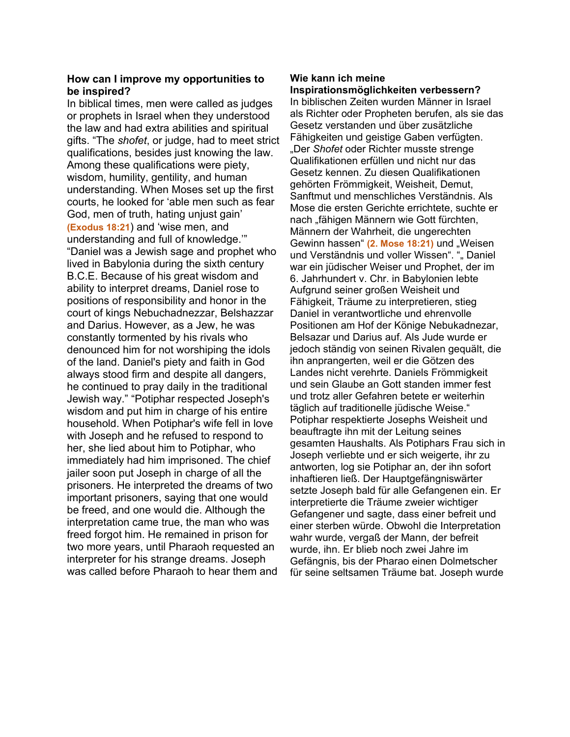**How can I improve my opportunities to be inspired?**

In biblical times, men were called as judges or prophets in Israel when they understood the law and had extra abilities and spiritual gifts. "The *shofet*, or judge, had to meet strict qualifications, besides just knowing the law. Among these qualifications were piety, wisdom, humility, gentility, and human understanding. When Moses set up the first courts, he looked for 'able men such as fear God, men of truth, hating unjust gain' (Exodus 18:21) and 'wise men, and understanding and full of knowledge.'" "Daniel was a Jewish sage and prophet who lived in Babylonia during the sixth century B.C.E. Because of his great wisdom and ability to interpret dreams, Daniel rose to positions of responsibility and honor in the court of kings Nebuchadnezzar, Belshazzar and Darius. However, as a Jew, he was constantly tormented by his rivals who denounced him for not worshiping the idols of the land. Daniel's piety and faith in God always stood firm and despite all dangers, he continued to pray daily in the traditional Jewish way." "Potiphar respected Joseph's wisdom and put him in charge of his entire household. When Potiphar's wife fell in love with Joseph and he refused to respond to her, she lied about him to Potiphar, who immediately had him imprisoned. The chief jailer soon put Joseph in charge of all the prisoners. He interpreted the dreams of two important prisoners, saying that one would be freed, and one would die. Although the interpretation came true, the man who was freed forgot him. He remained in prison for two more years, until Pharaoh requested an interpreter for his strange dreams. Joseph was called before Pharaoh to hear them and

**Wie kann ich meine Inspirationsmöglichkeiten verbessern?**

In biblischen Zeiten wurden Männer in Israel als Richter oder Propheten berufen, als sie das Gesetz verstanden und über zusätzliche Fähigkeiten und geistige Gaben verfügten. „Der *Shofet* oder Richter musste strenge Qualifikationen erfüllen und nicht nur das Gesetz kennen. Zu diesen Qualifikationen gehörten Frömmigkeit, Weisheit, Demut, Sanftmut und menschliches Verständnis. Als Mose die ersten Gerichte errichtete, suchte er nach „fähigen Männern wie Gott fürchten, Männern der Wahrheit, die ungerechten Gewinn hassen" (2. Mose 18:21) und „Weisen und Verständnis und voller Wissen". "„ Daniel war ein jüdischer Weiser und Prophet, der im 6. Jahrhundert v. Chr. in Babylonien lebte Aufgrund seiner großen Weisheit und Fähigkeit, Träume zu interpretieren, stieg Daniel in verantwortliche und ehrenvolle Positionen am Hof der Könige Nebukadnezar, Belsazar und Darius auf. Als Jude wurde er jedoch ständig von seinen Rivalen gequält, die ihn anprangerten, weil er die Götzen des Landes nicht verehrte. Daniels Frömmigkeit und sein Glaube an Gott standen immer fest und trotz aller Gefahren betete er weiterhin täglich auf traditionelle jüdische Weise." Potiphar respektierte Josephs Weisheit und beauftragte ihn mit der Leitung seines gesamten Haushalts. Als Potiphars Frau sich in Joseph verliebte und er sich weigerte, ihr zu antworten, log sie Potiphar an, der ihn sofort inhaftieren ließ. Der Hauptgefängniswärter setzte Joseph bald für alle Gefangenen ein. Er interpretierte die Träume zweier wichtiger Gefangener und sagte, dass einer befreit und einer sterben würde. Obwohl die Interpretation wahr wurde, vergaß der Mann, der befreit wurde, ihn. Er blieb noch zwei Jahre im Gefängnis, bis der Pharao einen Dolmetscher für seine seltsamen Träume bat. Joseph wurde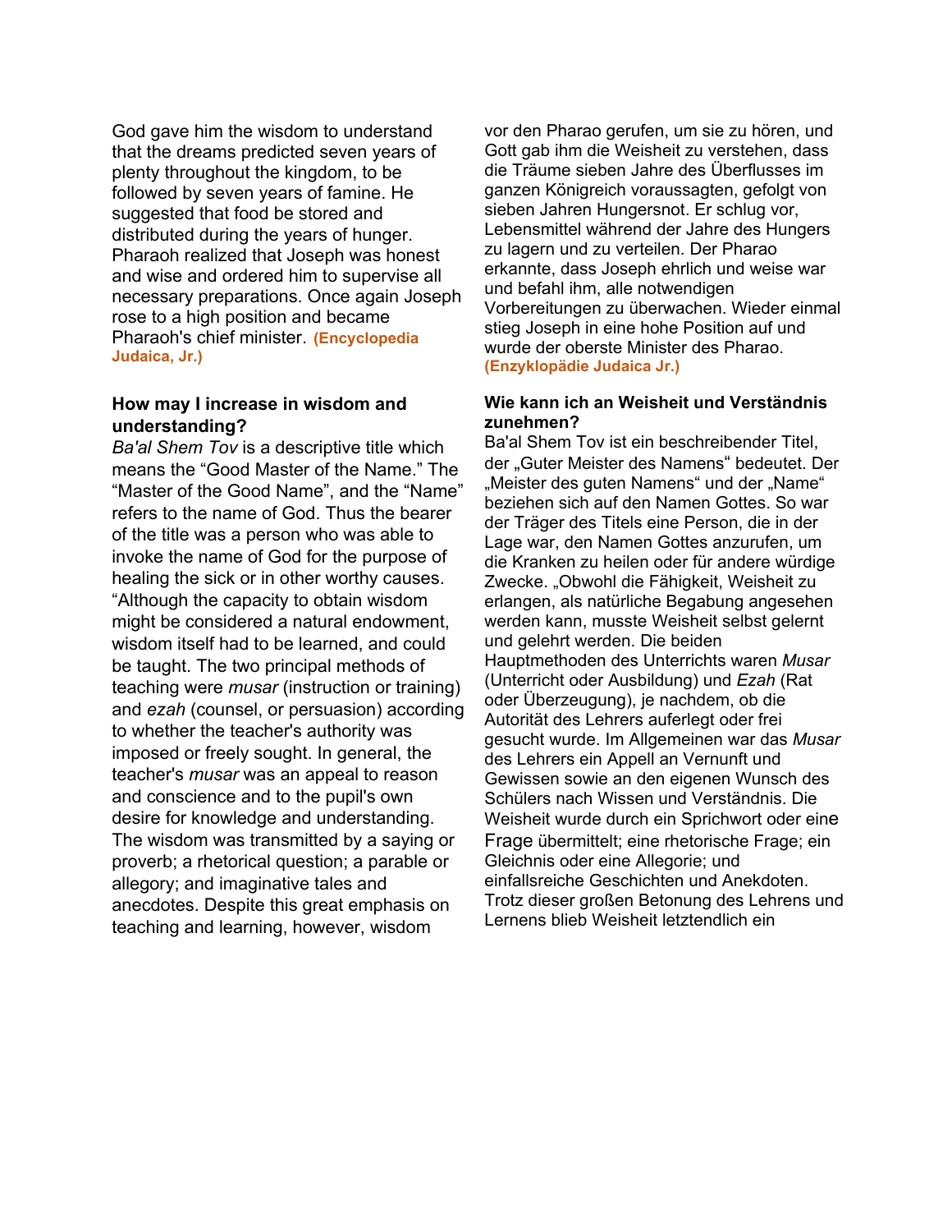God gave him the wisdom to understand that the dreams predicted seven years of plenty throughout the kingdom, to be followed by seven years of famine. He suggested that food be stored and distributed during the years of hunger. Pharaoh realized that Joseph was honest and wise and ordered him to supervise all necessary preparations. Once again Joseph rose to a high position and became Pharaoh's chief minister. **(Encyclopedia Judaica, Jr.)**

**How may I increase in wisdom and understanding?**

*Ba'al Shem Tov* is a descriptive title which means the "Good Master of the Name." The "Master of the Good Name", and the "Name" refers to the name of God. Thus the bearer of the title was a person who was able to invoke the name of God for the purpose of healing the sick or in other worthy causes. "Although the capacity to obtain wisdom might be considered a natural endowment, wisdom itself had to be learned, and could be taught. The two principal methods of teaching were *musar* (instruction or training) and *ezah* (counsel, or persuasion) according to whether the teacher's authority was imposed or freely sought. In general, the teacher's *musar* was an appeal to reason and conscience and to the pupil's own desire for knowledge and understanding. The wisdom was transmitted by a saying or proverb; a rhetorical question; a parable or allegory; and imaginative tales and anecdotes. Despite this great emphasis on teaching and learning, however, wisdom

vor den Pharao gerufen, um sie zu hören, und Gott gab ihm die Weisheit zu verstehen, dass die Träume sieben Jahre des Überflusses im ganzen Königreich voraussagten, gefolgt von sieben Jahren Hungersnot. Er schlug vor, Lebensmittel während der Jahre des Hungers zu lagern und zu verteilen. Der Pharao erkannte, dass Joseph ehrlich und weise war und befahl ihm, alle notwendigen Vorbereitungen zu überwachen. Wieder einmal stieg Joseph in eine hohe Position auf und wurde der oberste Minister des Pharao. **(Enzyklopädie Judaica Jr.)**

**Wie kann ich an Weisheit und Verständnis zunehmen?**

Ba'al Shem Tov ist ein beschreibender Titel, der „Guter Meister des Namens" bedeutet. Der „Meister des guten Namens" und der „Name" beziehen sich auf den Namen Gottes. So war der Träger des Titels eine Person, die in der Lage war, den Namen Gottes anzurufen, um die Kranken zu heilen oder für andere würdige Zwecke. „Obwohl die Fähigkeit, Weisheit zu erlangen, als natürliche Begabung angesehen werden kann, musste Weisheit selbst gelernt und gelehrt werden. Die beiden Hauptmethoden des Unterrichts waren *Musar* (Unterricht oder Ausbildung) und *Ezah* (Rat oder Überzeugung), je nachdem, ob die Autorität des Lehrers auferlegt oder frei gesucht wurde. Im Allgemeinen war das *Musar* des Lehrers ein Appell an Vernunft und Gewissen sowie an den eigenen Wunsch des Schülers nach Wissen und Verständnis. Die Weisheit wurde durch ein Sprichwort oder eine Frage übermittelt; eine rhetorische Frage; ein Gleichnis oder eine Allegorie; und einfallsreiche Geschichten und Anekdoten. Trotz dieser großen Betonung des Lehrens und Lernens blieb Weisheit letztendlich ein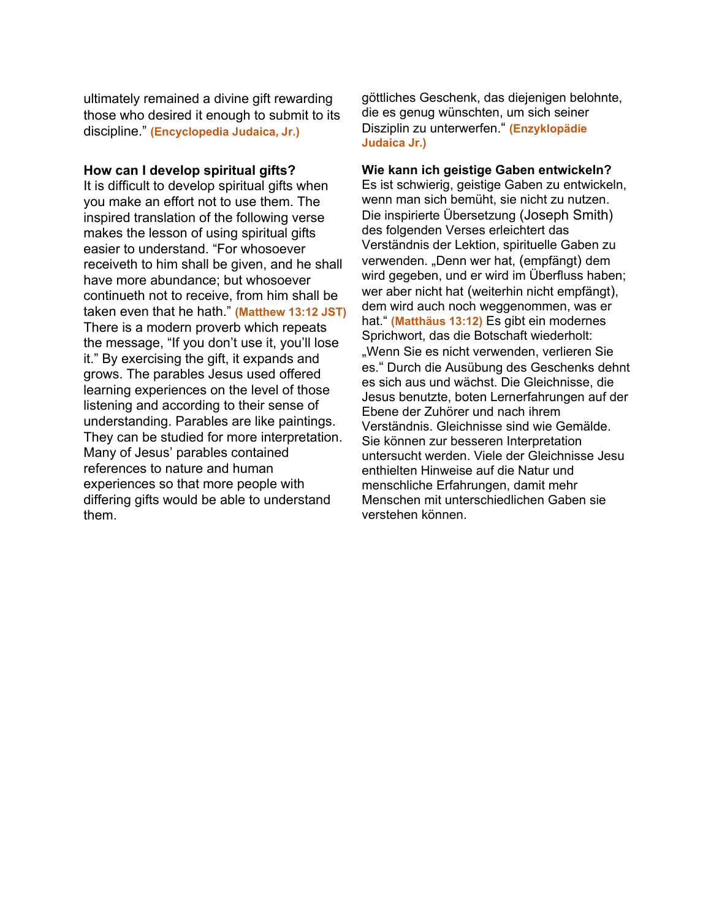ultimately remained a divine gift rewarding those who desired it enough to submit to its discipline." **(Encyclopedia Judaica, Jr.)**

**How can I develop spiritual gifts?**

It is difficult to develop spiritual gifts when you make an effort not to use them. The inspired translation of the following verse makes the lesson of using spiritual gifts easier to understand. "For whosoever receiveth to him shall be given, and he shall have more abundance; but whosoever continueth not to receive, from him shall be taken even that he hath." **(Matthew 13:12 JST)** There is a modern proverb which repeats the message, "If you don't use it, you'll lose it." By exercising the gift, it expands and grows. The parables Jesus used offered learning experiences on the level of those listening and according to their sense of understanding. Parables are like paintings. They can be studied for more interpretation. Many of Jesus' parables contained references to nature and human experiences so that more people with differing gifts would be able to understand them.

göttliches Geschenk, das diejenigen belohnte, die es genug wünschten, um sich seiner Disziplin zu unterwerfen." **(Enzyklopädie Judaica Jr.)**

**Wie kann ich geistige Gaben entwickeln?**

Es ist schwierig, geistige Gaben zu entwickeln, wenn man sich bemüht, sie nicht zu nutzen. Die inspirierte Übersetzung (Joseph Smith) des folgenden Verses erleichtert das Verständnis der Lektion, spirituelle Gaben zu verwenden. „Denn wer hat, (empfängt) dem wird gegeben, und er wird im Überfluss haben; wer aber nicht hat (weiterhin nicht empfängt), dem wird auch noch weggenommen, was er hat." **(Matthäus 13:12)** Es gibt ein modernes Sprichwort, das die Botschaft wiederholt: „Wenn Sie es nicht verwenden, verlieren Sie es." Durch die Ausübung des Geschenks dehnt es sich aus und wächst. Die Gleichnisse, die Jesus benutzte, boten Lernerfahrungen auf der Ebene der Zuhörer und nach ihrem Verständnis. Gleichnisse sind wie Gemälde. Sie können zur besseren Interpretation untersucht werden. Viele der Gleichnisse Jesu enthielten Hinweise auf die Natur und menschliche Erfahrungen, damit mehr Menschen mit unterschiedlichen Gaben sie verstehen können.